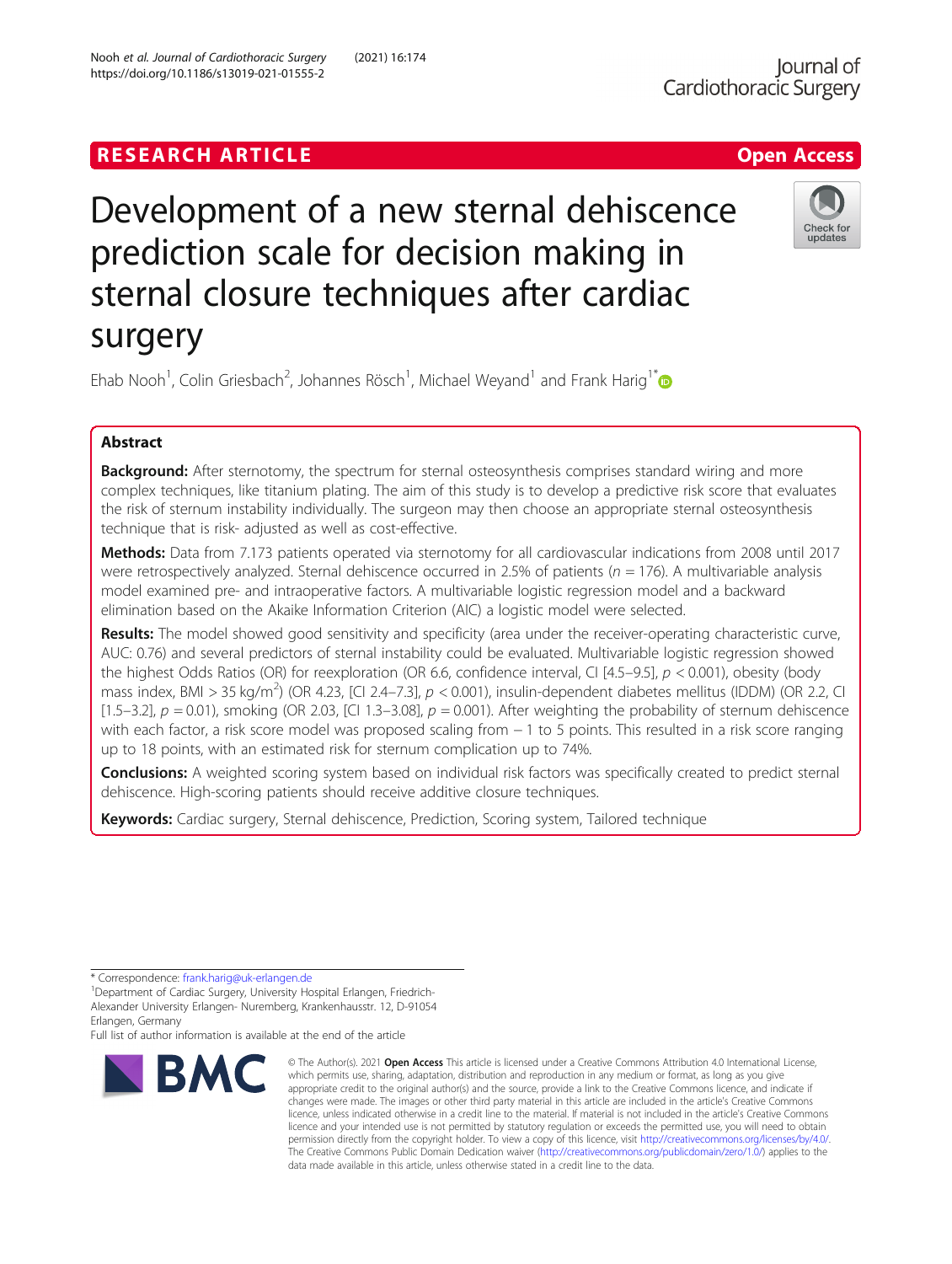RESEARCH ARTICLE

Open Access

# Development of a new sternal dehiscence prediction scale for decision making in sternal closure techniques after cardiac surgery

Ehab Nooh[1], Colin Griesbach[2], Johannes Rösch[1], Michael Weyand[1] and Frank Harig[1*]

## Abstract

**Background:** After sternotomy, the spectrum for sternal osteosynthesis comprises standard wiring and more complex techniques, like titanium plating. The aim of this study is to develop a predictive risk score that evaluates the risk of sternum instability individually. The surgeon may then choose an appropriate sternal osteosynthesis technique that is risk- adjusted as well as cost-effective.

**Methods:** Data from 7.173 patients operated via sternotomy for all cardiovascular indications from 2008 until 2017 were retrospectively analyzed. Sternal dehiscence occurred in 2.5% of patients ($n = 176$). A multivariable analysis model examined pre- and intraoperative factors. A multivariable logistic regression model and a backward elimination based on the Akaike Information Criterion (AIC) a logistic model were selected.

**Results:** The model showed good sensitivity and specificity (area under the receiver-operating characteristic curve, AUC: 0.76) and several predictors of sternal instability could be evaluated. Multivariable logistic regression showed the highest Odds Ratios (OR) for reexploration (OR 6.6, confidence interval, CI [4.5–9.5], $p < 0.001$), obesity (body mass index, BMI > 35 kg/m$^2$) (OR 4.23, [CI 2.4–7.3], $p < 0.001$), insulin-dependent diabetes mellitus (IDDM) (OR 2.2, CI [1.5–3.2], $p = 0.01$), smoking (OR 2.03, [CI 1.3–3.08], $p = 0.001$). After weighting the probability of sternum dehiscence with each factor, a risk score model was proposed scaling from − 1 to 5 points. This resulted in a risk score ranging up to 18 points, with an estimated risk for sternum complication up to 74%.

**Conclusions:** A weighted scoring system based on individual risk factors was specifically created to predict sternal dehiscence. High-scoring patients should receive additive closure techniques.

**Keywords:** Cardiac surgery, Sternal dehiscence, Prediction, Scoring system, Tailored technique

---

\* Correspondence: frank.harig@uk-erlangen.de

[1]Department of Cardiac Surgery, University Hospital Erlangen, Friedrich-Alexander University Erlangen- Nuremberg, Krankenhausstr. 12, D-91054 Erlangen, Germany

Full list of author information is available at the end of the article

© The Author(s). 2021 **Open Access** This article is licensed under a Creative Commons Attribution 4.0 International License, which permits use, sharing, adaptation, distribution and reproduction in any medium or format, as long as you give appropriate credit to the original author(s) and the source, provide a link to the Creative Commons licence, and indicate if changes were made. The images or other third party material in this article are included in the article's Creative Commons licence, unless indicated otherwise in a credit line to the material. If material is not included in the article's Creative Commons licence and your intended use is not permitted by statutory regulation or exceeds the permitted use, you will need to obtain permission directly from the copyright holder. To view a copy of this licence, visit http://creativecommons.org/licenses/by/4.0/. The Creative Commons Public Domain Dedication waiver (http://creativecommons.org/publicdomain/zero/1.0/) applies to the data made available in this article, unless otherwise stated in a credit line to the data.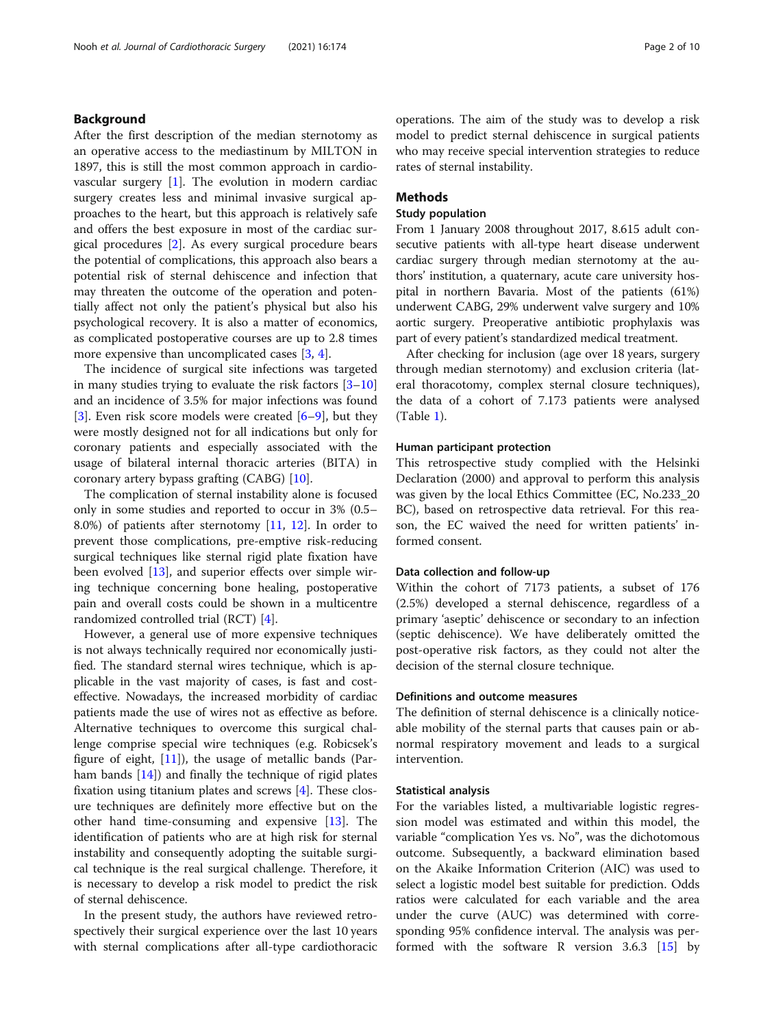## Background

After the first description of the median sternotomy as an operative access to the mediastinum by MILTON in 1897, this is still the most common approach in cardiovascular surgery [1]. The evolution in modern cardiac surgery creates less and minimal invasive surgical approaches to the heart, but this approach is relatively safe and offers the best exposure in most of the cardiac surgical procedures [2]. As every surgical procedure bears the potential of complications, this approach also bears a potential risk of sternal dehiscence and infection that may threaten the outcome of the operation and potentially affect not only the patient's physical but also his psychological recovery. It is also a matter of economics, as complicated postoperative courses are up to 2.8 times more expensive than uncomplicated cases [3, 4].

The incidence of surgical site infections was targeted in many studies trying to evaluate the risk factors [3–10] and an incidence of 3.5% for major infections was found [3]. Even risk score models were created [6–9], but they were mostly designed not for all indications but only for coronary patients and especially associated with the usage of bilateral internal thoracic arteries (BITA) in coronary artery bypass grafting (CABG) [10].

The complication of sternal instability alone is focused only in some studies and reported to occur in 3% (0.5–8.0%) of patients after sternotomy [11, 12]. In order to prevent those complications, pre-emptive risk-reducing surgical techniques like sternal rigid plate fixation have been evolved [13], and superior effects over simple wiring technique concerning bone healing, postoperative pain and overall costs could be shown in a multicentre randomized controlled trial (RCT) [4].

However, a general use of more expensive techniques is not always technically required nor economically justified. The standard sternal wires technique, which is applicable in the vast majority of cases, is fast and cost-effective. Nowadays, the increased morbidity of cardiac patients made the use of wires not as effective as before. Alternative techniques to overcome this surgical challenge comprise special wire techniques (e.g. Robicsek's figure of eight, [11]), the usage of metallic bands (Parham bands [14]) and finally the technique of rigid plates fixation using titanium plates and screws [4]. These closure techniques are definitely more effective but on the other hand time-consuming and expensive [13]. The identification of patients who are at high risk for sternal instability and consequently adopting the suitable surgical technique is the real surgical challenge. Therefore, it is necessary to develop a risk model to predict the risk of sternal dehiscence.

In the present study, the authors have reviewed retrospectively their surgical experience over the last 10 years with sternal complications after all-type cardiothoracic operations. The aim of the study was to develop a risk model to predict sternal dehiscence in surgical patients who may receive special intervention strategies to reduce rates of sternal instability.

## Methods

### Study population

From 1 January 2008 throughout 2017, 8.615 adult consecutive patients with all-type heart disease underwent cardiac surgery through median sternotomy at the authors' institution, a quaternary, acute care university hospital in northern Bavaria. Most of the patients (61%) underwent CABG, 29% underwent valve surgery and 10% aortic surgery. Preoperative antibiotic prophylaxis was part of every patient's standardized medical treatment.

After checking for inclusion (age over 18 years, surgery through median sternotomy) and exclusion criteria (lateral thoracotomy, complex sternal closure techniques), the data of a cohort of 7.173 patients were analysed (Table 1).

### Human participant protection

This retrospective study complied with the Helsinki Declaration (2000) and approval to perform this analysis was given by the local Ethics Committee (EC, No.233_20 BC), based on retrospective data retrieval. For this reason, the EC waived the need for written patients' informed consent.

### Data collection and follow-up

Within the cohort of 7173 patients, a subset of 176 (2.5%) developed a sternal dehiscence, regardless of a primary 'aseptic' dehiscence or secondary to an infection (septic dehiscence). We have deliberately omitted the post-operative risk factors, as they could not alter the decision of the sternal closure technique.

### Definitions and outcome measures

The definition of sternal dehiscence is a clinically noticeable mobility of the sternal parts that causes pain or abnormal respiratory movement and leads to a surgical intervention.

### Statistical analysis

For the variables listed, a multivariable logistic regression model was estimated and within this model, the variable "complication Yes vs. No", was the dichotomous outcome. Subsequently, a backward elimination based on the Akaike Information Criterion (AIC) was used to select a logistic model best suitable for prediction. Odds ratios were calculated for each variable and the area under the curve (AUC) was determined with corresponding 95% confidence interval. The analysis was performed with the software R version 3.6.3 [15] by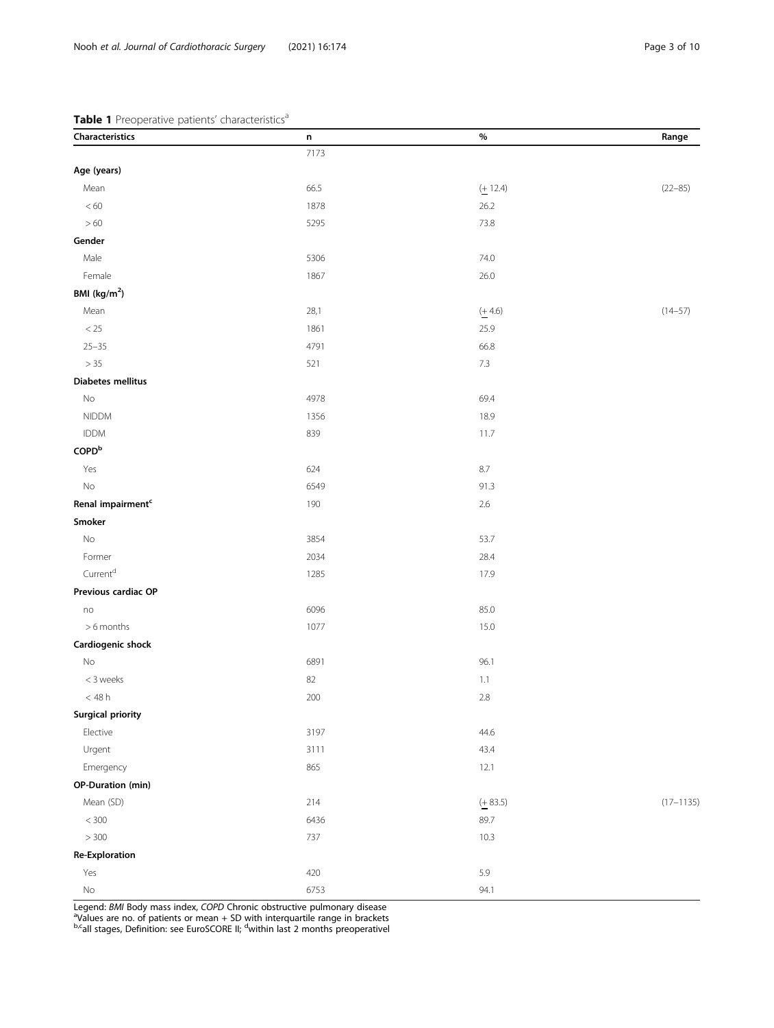**Table 1** Preoperative patients' characteristics[a]

| Characteristics | n | % | Range |
|---|---|---|---|
| | 7173 | | |
| **Age (years)** | | | |
| Mean | 66.5 | (+ 12.4) | (22–85) |
| < 60 | 1878 | 26.2 | |
| > 60 | 5295 | 73.8 | |
| **Gender** | | | |
| Male | 5306 | 74.0 | |
| Female | 1867 | 26.0 | |
| **BMI (kg/m$^2$)** | | | |
| Mean | 28,1 | (+ 4.6) | (14–57) |
| < 25 | 1861 | 25.9 | |
| 25–35 | 4791 | 66.8 | |
| > 35 | 521 | 7.3 | |
| **Diabetes mellitus** | | | |
| No | 4978 | 69.4 | |
| NIDDM | 1356 | 18.9 | |
| IDDM | 839 | 11.7 | |
| **COPD[b]** | | | |
| Yes | 624 | 8.7 | |
| No | 6549 | 91.3 | |
| **Renal impairment[c]** | 190 | 2.6 | |
| **Smoker** | | | |
| No | 3854 | 53.7 | |
| Former | 2034 | 28.4 | |
| Current[d] | 1285 | 17.9 | |
| **Previous cardiac OP** | | | |
| no | 6096 | 85.0 | |
| > 6 months | 1077 | 15.0 | |
| **Cardiogenic shock** | | | |
| No | 6891 | 96.1 | |
| < 3 weeks | 82 | 1.1 | |
| < 48 h | 200 | 2.8 | |
| **Surgical priority** | | | |
| Elective | 3197 | 44.6 | |
| Urgent | 3111 | 43.4 | |
| Emergency | 865 | 12.1 | |
| **OP-Duration (min)** | | | |
| Mean (SD) | 214 | (+ 83.5) | (17–1135) |
| < 300 | 6436 | 89.7 | |
| > 300 | 737 | 10.3 | |
| **Re-Exploration** | | | |
| Yes | 420 | 5.9 | |
| No | 6753 | 94.1 | |

Legend: *BMI* Body mass index, *COPD* Chronic obstructive pulmonary disease
[a]Values are no. of patients or mean + SD with interquartile range in brackets
[b,c]all stages, Definition: see EuroSCORE II; [d]within last 2 months preoperativel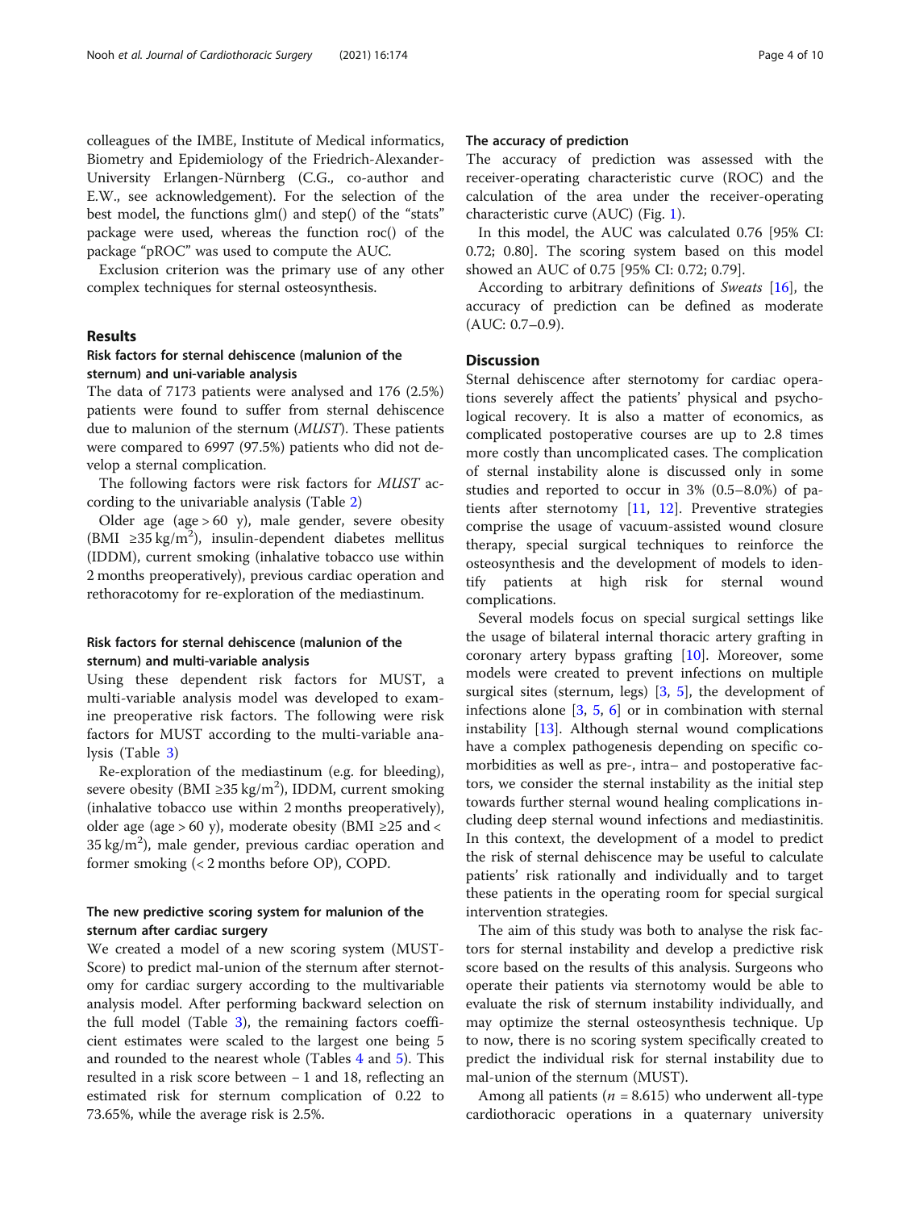colleagues of the IMBE, Institute of Medical informatics, Biometry and Epidemiology of the Friedrich-Alexander-University Erlangen-Nürnberg (C.G., co-author and E.W., see acknowledgement). For the selection of the best model, the functions glm() and step() of the "stats" package were used, whereas the function roc() of the package "pROC" was used to compute the AUC.

Exclusion criterion was the primary use of any other complex techniques for sternal osteosynthesis.

## Results

### Risk factors for sternal dehiscence (malunion of the sternum) and uni-variable analysis

The data of 7173 patients were analysed and 176 (2.5%) patients were found to suffer from sternal dehiscence due to malunion of the sternum (*MUST*). These patients were compared to 6997 (97.5%) patients who did not develop a sternal complication.

The following factors were risk factors for *MUST* according to the univariable analysis (Table 2)

Older age (age > 60 y), male gender, severe obesity (BMI ≥35 kg/m$^2$), insulin-dependent diabetes mellitus (IDDM), current smoking (inhalative tobacco use within 2 months preoperatively), previous cardiac operation and rethoracotomy for re-exploration of the mediastinum.

### Risk factors for sternal dehiscence (malunion of the sternum) and multi-variable analysis

Using these dependent risk factors for MUST, a multi-variable analysis model was developed to examine preoperative risk factors. The following were risk factors for MUST according to the multi-variable analysis (Table 3)

Re-exploration of the mediastinum (e.g. for bleeding), severe obesity (BMI ≥35 kg/m$^2$), IDDM, current smoking (inhalative tobacco use within 2 months preoperatively), older age (age > 60 y), moderate obesity (BMI ≥25 and < 35 kg/m$^2$), male gender, previous cardiac operation and former smoking (< 2 months before OP), COPD.

### The new predictive scoring system for malunion of the sternum after cardiac surgery

We created a model of a new scoring system (MUST-Score) to predict mal-union of the sternum after sternotomy for cardiac surgery according to the multivariable analysis model. After performing backward selection on the full model (Table 3), the remaining factors coefficient estimates were scaled to the largest one being 5 and rounded to the nearest whole (Tables 4 and 5). This resulted in a risk score between − 1 and 18, reflecting an estimated risk for sternum complication of 0.22 to 73.65%, while the average risk is 2.5%.

### The accuracy of prediction

The accuracy of prediction was assessed with the receiver-operating characteristic curve (ROC) and the calculation of the area under the receiver-operating characteristic curve (AUC) (Fig. 1).

In this model, the AUC was calculated 0.76 [95% CI: 0.72; 0.80]. The scoring system based on this model showed an AUC of 0.75 [95% CI: 0.72; 0.79].

According to arbitrary definitions of *Sweats* [16], the accuracy of prediction can be defined as moderate (AUC: 0.7–0.9).

## Discussion

Sternal dehiscence after sternotomy for cardiac operations severely affect the patients' physical and psychological recovery. It is also a matter of economics, as complicated postoperative courses are up to 2.8 times more costly than uncomplicated cases. The complication of sternal instability alone is discussed only in some studies and reported to occur in 3% (0.5–8.0%) of patients after sternotomy [11, 12]. Preventive strategies comprise the usage of vacuum-assisted wound closure therapy, special surgical techniques to reinforce the osteosynthesis and the development of models to identify patients at high risk for sternal wound complications.

Several models focus on special surgical settings like the usage of bilateral internal thoracic artery grafting in coronary artery bypass grafting [10]. Moreover, some models were created to prevent infections on multiple surgical sites (sternum, legs) [3, 5], the development of infections alone [3, 5, 6] or in combination with sternal instability [13]. Although sternal wound complications have a complex pathogenesis depending on specific comorbidities as well as pre-, intra– and postoperative factors, we consider the sternal instability as the initial step towards further sternal wound healing complications including deep sternal wound infections and mediastinitis. In this context, the development of a model to predict the risk of sternal dehiscence may be useful to calculate patients' risk rationally and individually and to target these patients in the operating room for special surgical intervention strategies.

The aim of this study was both to analyse the risk factors for sternal instability and develop a predictive risk score based on the results of this analysis. Surgeons who operate their patients via sternotomy would be able to evaluate the risk of sternum instability individually, and may optimize the sternal osteosynthesis technique. Up to now, there is no scoring system specifically created to predict the individual risk for sternal instability due to mal-union of the sternum (MUST).

Among all patients ($n$ = 8.615) who underwent all-type cardiothoracic operations in a quaternary university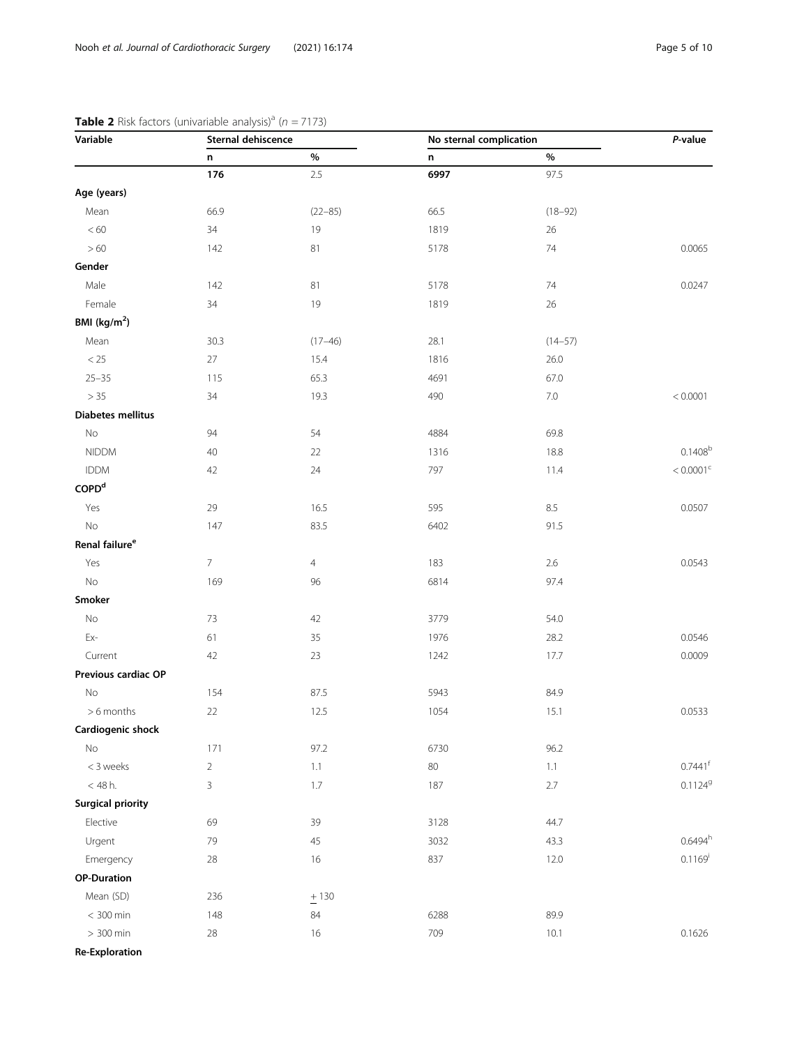**Table 2** Risk factors (univariable analysis)[a] ($n$ = 7173)

| Variable | Sternal dehiscence | | No sternal complication | | *P*-value |
|---|---|---|---|---|---|
| | n | % | n | % | |
| | **176** | 2.5 | **6997** | 97.5 | |
| **Age (years)** | | | | | |
| Mean | 66.9 | (22–85) | 66.5 | (18–92) | |
| < 60 | 34 | 19 | 1819 | 26 | |
| > 60 | 142 | 81 | 5178 | 74 | 0.0065 |
| **Gender** | | | | | |
| Male | 142 | 81 | 5178 | 74 | 0.0247 |
| Female | 34 | 19 | 1819 | 26 | |
| **BMI (kg/m$^2$)** | | | | | |
| Mean | 30.3 | (17–46) | 28.1 | (14–57) | |
| < 25 | 27 | 15.4 | 1816 | 26.0 | |
| 25–35 | 115 | 65.3 | 4691 | 67.0 | |
| > 35 | 34 | 19.3 | 490 | 7.0 | < 0.0001 |
| **Diabetes mellitus** | | | | | |
| No | 94 | 54 | 4884 | 69.8 | |
| NIDDM | 40 | 22 | 1316 | 18.8 | 0.1408[b] |
| IDDM | 42 | 24 | 797 | 11.4 | < 0.0001[c] |
| **COPD[d]** | | | | | |
| Yes | 29 | 16.5 | 595 | 8.5 | 0.0507 |
| No | 147 | 83.5 | 6402 | 91.5 | |
| **Renal failure[e]** | | | | | |
| Yes | 7 | 4 | 183 | 2.6 | 0.0543 |
| No | 169 | 96 | 6814 | 97.4 | |
| **Smoker** | | | | | |
| No | 73 | 42 | 3779 | 54.0 | |
| Ex- | 61 | 35 | 1976 | 28.2 | 0.0546 |
| Current | 42 | 23 | 1242 | 17.7 | 0.0009 |
| **Previous cardiac OP** | | | | | |
| No | 154 | 87.5 | 5943 | 84.9 | |
| > 6 months | 22 | 12.5 | 1054 | 15.1 | 0.0533 |
| **Cardiogenic shock** | | | | | |
| No | 171 | 97.2 | 6730 | 96.2 | |
| < 3 weeks | 2 | 1.1 | 80 | 1.1 | 0.7441[f] |
| < 48 h. | 3 | 1.7 | 187 | 2.7 | 0.1124[g] |
| **Surgical priority** | | | | | |
| Elective | 69 | 39 | 3128 | 44.7 | |
| Urgent | 79 | 45 | 3032 | 43.3 | 0.6494[h] |
| Emergency | 28 | 16 | 837 | 12.0 | 0.1169[i] |
| **OP-Duration** | | | | | |
| Mean (SD) | 236 | ± 130 | | | |
| < 300 min | 148 | 84 | 6288 | 89.9 | |
| > 300 min | 28 | 16 | 709 | 10.1 | 0.1626 |
| **Re-Exploration** | | | | | |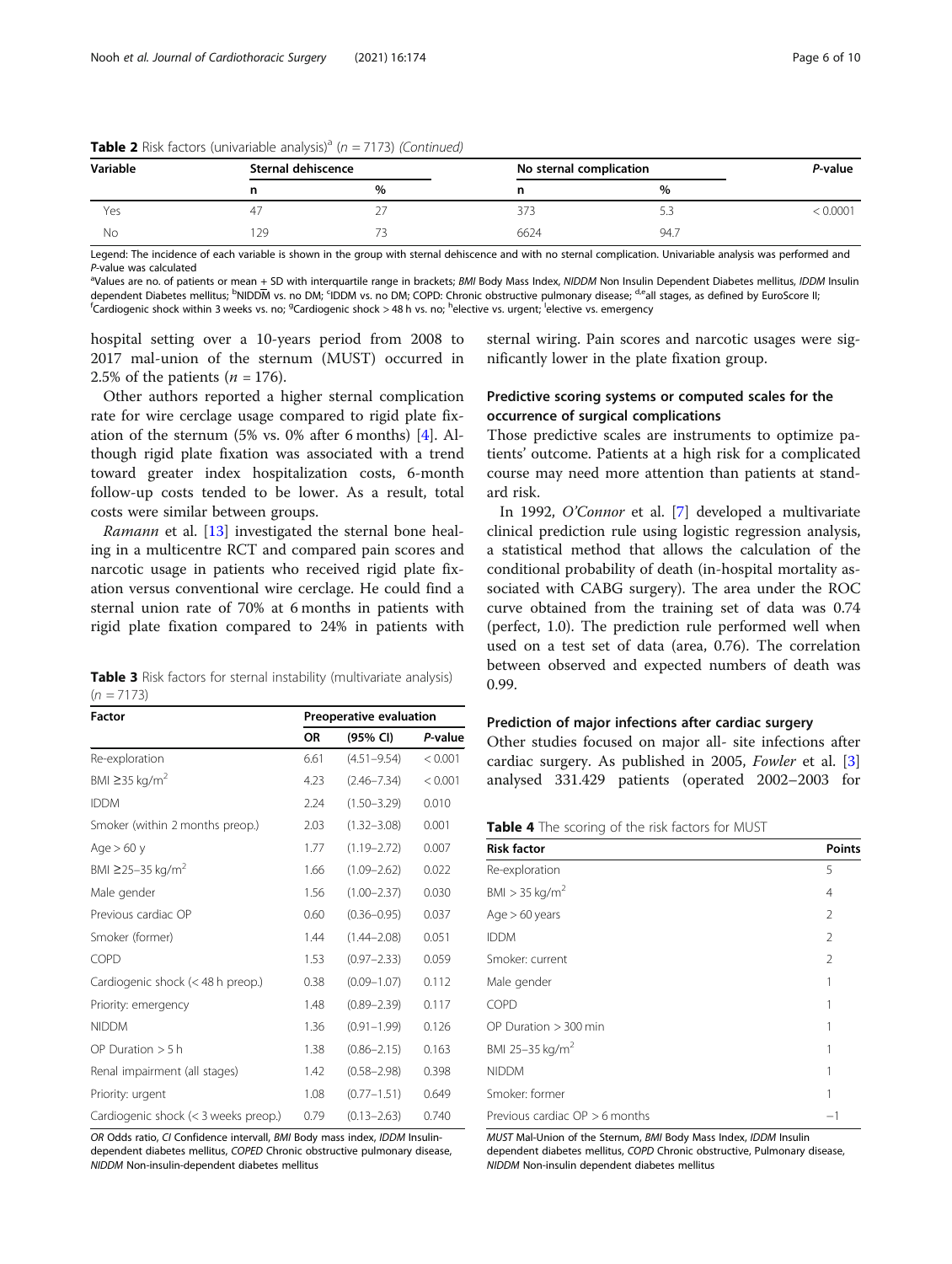**Table 2** Risk factors (univariable analysis)[a] ($n$ = 7173) *(Continued)*

| Variable | Sternal dehiscence | | No sternal complication | | *P*-value |
|---|---|---|---|---|---|
| | n | % | n | % | |
| Yes | 47 | 27 | 373 | 5.3 | < 0.0001 |
| No | 129 | 73 | 6624 | 94.7 | |

Legend: The incidence of each variable is shown in the group with sternal dehiscence and with no sternal complication. Univariable analysis was performed and *P*-value was calculated

[a]Values are no. of patients or mean + SD with interquartile range in brackets; *BMI* Body Mass Index, *NIDDM* Non Insulin Dependent Diabetes mellitus, *IDDM* Insulin dependent Diabetes mellitus; [b]NIDDM vs. no DM; [c]IDDM vs. no DM; COPD: Chronic obstructive pulmonary disease; [d,e]all stages, as defined by EuroScore II; [f]Cardiogenic shock within 3 weeks vs. no; [g]Cardiogenic shock > 48 h vs. no; [h]elective vs. urgent; [i]elective vs. emergency

hospital setting over a 10-years period from 2008 to 2017 mal-union of the sternum (MUST) occurred in 2.5% of the patients ($n$ = 176).

Other authors reported a higher sternal complication rate for wire cerclage usage compared to rigid plate fixation of the sternum (5% vs. 0% after 6 months) [4]. Although rigid plate fixation was associated with a trend toward greater index hospitalization costs, 6-month follow-up costs tended to be lower. As a result, total costs were similar between groups.

*Ramann* et al. [13] investigated the sternal bone healing in a multicentre RCT and compared pain scores and narcotic usage in patients who received rigid plate fixation versus conventional wire cerclage. He could find a sternal union rate of 70% at 6 months in patients with rigid plate fixation compared to 24% in patients with sternal wiring. Pain scores and narcotic usages were significantly lower in the plate fixation group.

**Table 3** Risk factors for sternal instability (multivariate analysis) ($n$ = 7173)

| Factor | Preoperative evaluation | | |
|---|---|---|---|
| | OR | (95% CI) | *P*-value |
| Re-exploration | 6.61 | (4.51–9.54) | < 0.001 |
| BMI ≥35 kg/m$^2$ | 4.23 | (2.46–7.34) | < 0.001 |
| IDDM | 2.24 | (1.50–3.29) | 0.010 |
| Smoker (within 2 months preop.) | 2.03 | (1.32–3.08) | 0.001 |
| Age > 60 y | 1.77 | (1.19–2.72) | 0.007 |
| BMI ≥25–35 kg/m$^2$ | 1.66 | (1.09–2.62) | 0.022 |
| Male gender | 1.56 | (1.00–2.37) | 0.030 |
| Previous cardiac OP | 0.60 | (0.36–0.95) | 0.037 |
| Smoker (former) | 1.44 | (1.44–2.08) | 0.051 |
| COPD | 1.53 | (0.97–2.33) | 0.059 |
| Cardiogenic shock (< 48 h preop.) | 0.38 | (0.09–1.07) | 0.112 |
| Priority: emergency | 1.48 | (0.89–2.39) | 0.117 |
| NIDDM | 1.36 | (0.91–1.99) | 0.126 |
| OP Duration > 5 h | 1.38 | (0.86–2.15) | 0.163 |
| Renal impairment (all stages) | 1.42 | (0.58–2.98) | 0.398 |
| Priority: urgent | 1.08 | (0.77–1.51) | 0.649 |
| Cardiogenic shock (< 3 weeks preop.) | 0.79 | (0.13–2.63) | 0.740 |

*OR* Odds ratio, *CI* Confidence intervall, *BMI* Body mass index, *IDDM* Insulin-dependent diabetes mellitus, *COPED* Chronic obstructive pulmonary disease, *NIDDM* Non-insulin-dependent diabetes mellitus

## Predictive scoring systems or computed scales for the occurrence of surgical complications

Those predictive scales are instruments to optimize patients' outcome. Patients at a high risk for a complicated course may need more attention than patients at standard risk.

In 1992, *O'Connor* et al. [7] developed a multivariate clinical prediction rule using logistic regression analysis, a statistical method that allows the calculation of the conditional probability of death (in-hospital mortality associated with CABG surgery). The area under the ROC curve obtained from the training set of data was 0.74 (perfect, 1.0). The prediction rule performed well when used on a test set of data (area, 0.76). The correlation between observed and expected numbers of death was 0.99.

## Prediction of major infections after cardiac surgery

Other studies focused on major all- site infections after cardiac surgery. As published in 2005, *Fowler* et al. [3] analysed 331.429 patients (operated 2002–2003 for

**Table 4** The scoring of the risk factors for MUST

| Risk factor | Points |
|---|---|
| Re-exploration | 5 |
| BMI > 35 kg/m$^2$ | 4 |
| Age > 60 years | 2 |
| IDDM | 2 |
| Smoker: current | 2 |
| Male gender | 1 |
| COPD | 1 |
| OP Duration > 300 min | 1 |
| BMI 25–35 kg/m$^2$ | 1 |
| NIDDM | 1 |
| Smoker: former | 1 |
| Previous cardiac OP > 6 months | −1 |

*MUST* Mal-Union of the Sternum, *BMI* Body Mass Index, *IDDM* Insulin dependent diabetes mellitus, *COPD* Chronic obstructive, Pulmonary disease, *NIDDM* Non-insulin dependent diabetes mellitus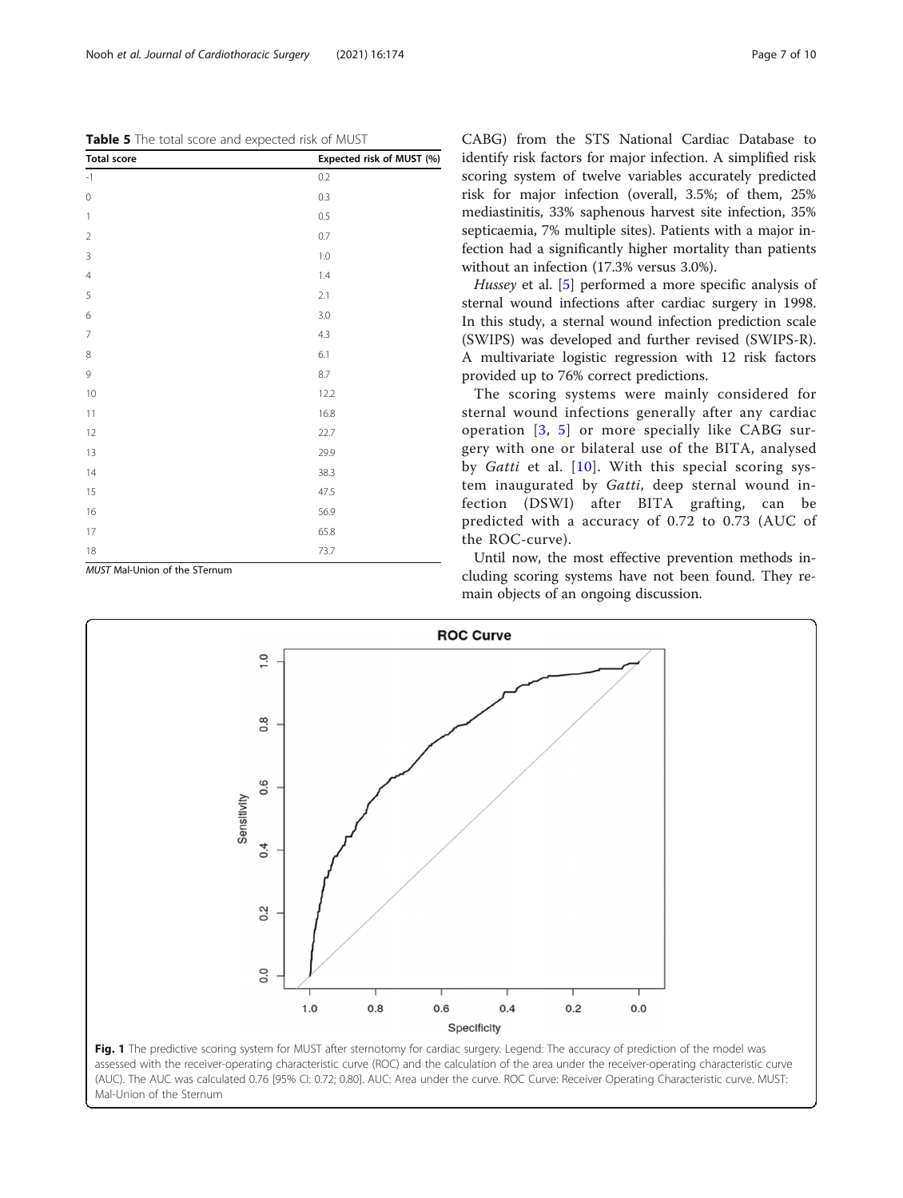**Table 5** The total score and expected risk of MUST

| Total score | Expected risk of MUST (%) |
|---|---|
| -1 | 0.2 |
| 0 | 0.3 |
| 1 | 0.5 |
| 2 | 0.7 |
| 3 | 1.0 |
| 4 | 1.4 |
| 5 | 2.1 |
| 6 | 3.0 |
| 7 | 4.3 |
| 8 | 6.1 |
| 9 | 8.7 |
| 10 | 12.2 |
| 11 | 16.8 |
| 12 | 22.7 |
| 13 | 29.9 |
| 14 | 38.3 |
| 15 | 47.5 |
| 16 | 56.9 |
| 17 | 65.8 |
| 18 | 73.7 |

*MUST* Mal-Union of the STernum

CABG) from the STS National Cardiac Database to identify risk factors for major infection. A simplified risk scoring system of twelve variables accurately predicted risk for major infection (overall, 3.5%; of them, 25% mediastinitis, 33% saphenous harvest site infection, 35% septicaemia, 7% multiple sites). Patients with a major infection had a significantly higher mortality than patients without an infection (17.3% versus 3.0%).

*Hussey* et al. [5] performed a more specific analysis of sternal wound infections after cardiac surgery in 1998. In this study, a sternal wound infection prediction scale (SWIPS) was developed and further revised (SWIPS-R). A multivariate logistic regression with 12 risk factors provided up to 76% correct predictions.

The scoring systems were mainly considered for sternal wound infections generally after any cardiac operation [3, 5] or more specially like CABG surgery with one or bilateral use of the BITA, analysed by *Gatti* et al. [10]. With this special scoring system inaugurated by *Gatti*, deep sternal wound infection (DSWI) after BITA grafting, can be predicted with a accuracy of 0.72 to 0.73 (AUC of the ROC-curve).

Until now, the most effective prevention methods including scoring systems have not been found. They remain objects of an ongoing discussion.

**Fig. 1** The predictive scoring system for MUST after sternotomy for cardiac surgery. Legend: The accuracy of prediction of the model was assessed with the receiver-operating characteristic curve (ROC) and the calculation of the area under the receiver-operating characteristic curve (AUC). The AUC was calculated 0.76 [95% CI: 0.72; 0.80]. AUC: Area under the curve. ROC Curve: Receiver Operating Characteristic curve. MUST: Mal-Union of the Sternum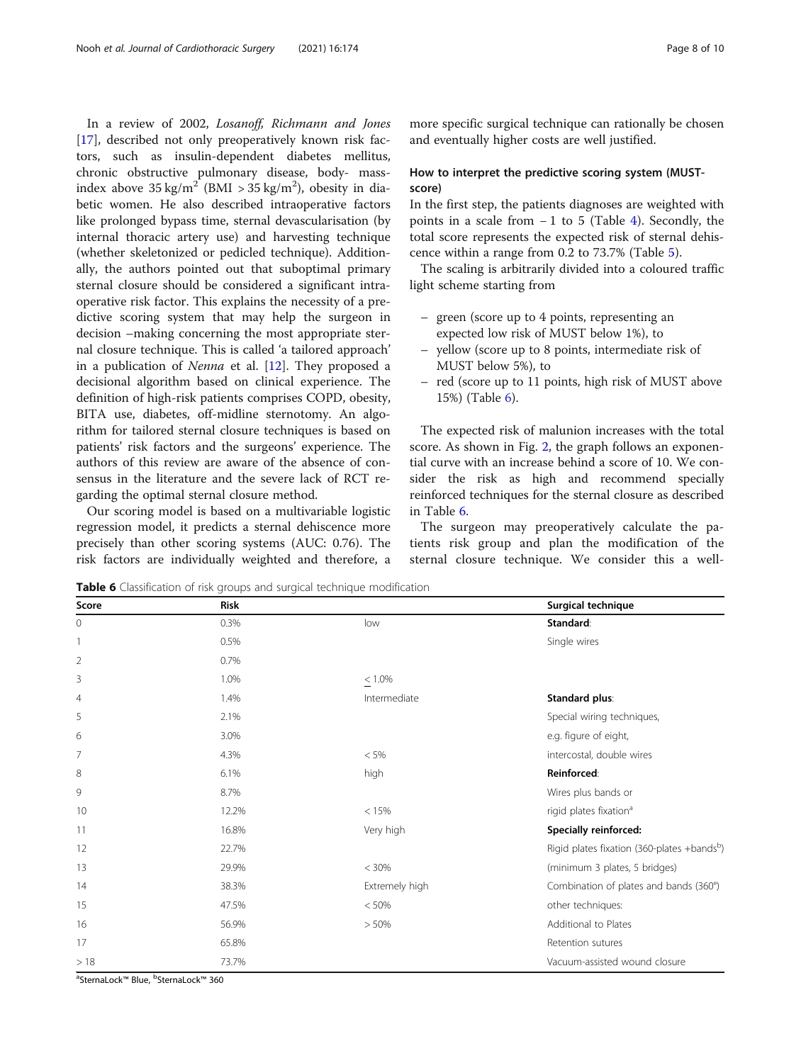In a review of 2002, *Losanoff, Richmann and Jones* [17], described not only preoperatively known risk factors, such as insulin-dependent diabetes mellitus, chronic obstructive pulmonary disease, body- mass-index above 35 kg/m$^2$ (BMI > 35 kg/m$^2$), obesity in diabetic women. He also described intraoperative factors like prolonged bypass time, sternal devascularisation (by internal thoracic artery use) and harvesting technique (whether skeletonized or pedicled technique). Additionally, the authors pointed out that suboptimal primary sternal closure should be considered a significant intraoperative risk factor. This explains the necessity of a predictive scoring system that may help the surgeon in decision –making concerning the most appropriate sternal closure technique. This is called 'a tailored approach' in a publication of *Nenna* et al. [12]. They proposed a decisional algorithm based on clinical experience. The definition of high-risk patients comprises COPD, obesity, BITA use, diabetes, off-midline sternotomy. An algorithm for tailored sternal closure techniques is based on patients' risk factors and the surgeons' experience. The authors of this review are aware of the absence of consensus in the literature and the severe lack of RCT regarding the optimal sternal closure method.

Our scoring model is based on a multivariable logistic regression model, it predicts a sternal dehiscence more precisely than other scoring systems (AUC: 0.76). The risk factors are individually weighted and therefore, a more specific surgical technique can rationally be chosen and eventually higher costs are well justified.

## How to interpret the predictive scoring system (MUST-score)

In the first step, the patients diagnoses are weighted with points in a scale from − 1 to 5 (Table 4). Secondly, the total score represents the expected risk of sternal dehiscence within a range from 0.2 to 73.7% (Table 5).

The scaling is arbitrarily divided into a coloured traffic light scheme starting from

- green (score up to 4 points, representing an expected low risk of MUST below 1%), to
- yellow (score up to 8 points, intermediate risk of MUST below 5%), to
- red (score up to 11 points, high risk of MUST above 15%) (Table 6).

The expected risk of malunion increases with the total score. As shown in Fig. 2, the graph follows an exponential curve with an increase behind a score of 10. We consider the risk as high and recommend specially reinforced techniques for the sternal closure as described in Table 6.

The surgeon may preoperatively calculate the patients risk group and plan the modification of the sternal closure technique. We consider this a well-

**Table 6** Classification of risk groups and surgical technique modification

| Score | Risk | | Surgical technique |
|---|---|---|---|
| 0 | 0.3% | low | **Standard**: |
| 1 | 0.5% | | Single wires |
| 2 | 0.7% | | |
| 3 | 1.0% | ≤ 1.0% | |
| 4 | 1.4% | Intermediate | **Standard plus**: |
| 5 | 2.1% | | Special wiring techniques, |
| 6 | 3.0% | | e.g. figure of eight, |
| 7 | 4.3% | < 5% | intercostal, double wires |
| 8 | 6.1% | high | **Reinforced**: |
| 9 | 8.7% | | Wires plus bands or |
| 10 | 12.2% | < 15% | rigid plates fixation[a] |
| 11 | 16.8% | Very high | **Specially reinforced:** |
| 12 | 22.7% | | Rigid plates fixation (360-plates +bands[b]) |
| 13 | 29.9% | < 30% | (minimum 3 plates, 5 bridges) |
| 14 | 38.3% | Extremely high | Combination of plates and bands (360°) |
| 15 | 47.5% | < 50% | other techniques: |
| 16 | 56.9% | > 50% | Additional to Plates |
| 17 | 65.8% | | Retention sutures |
| > 18 | 73.7% | | Vacuum-assisted wound closure |

[a]SternaLock™ Blue, [b]SternaLock™ 360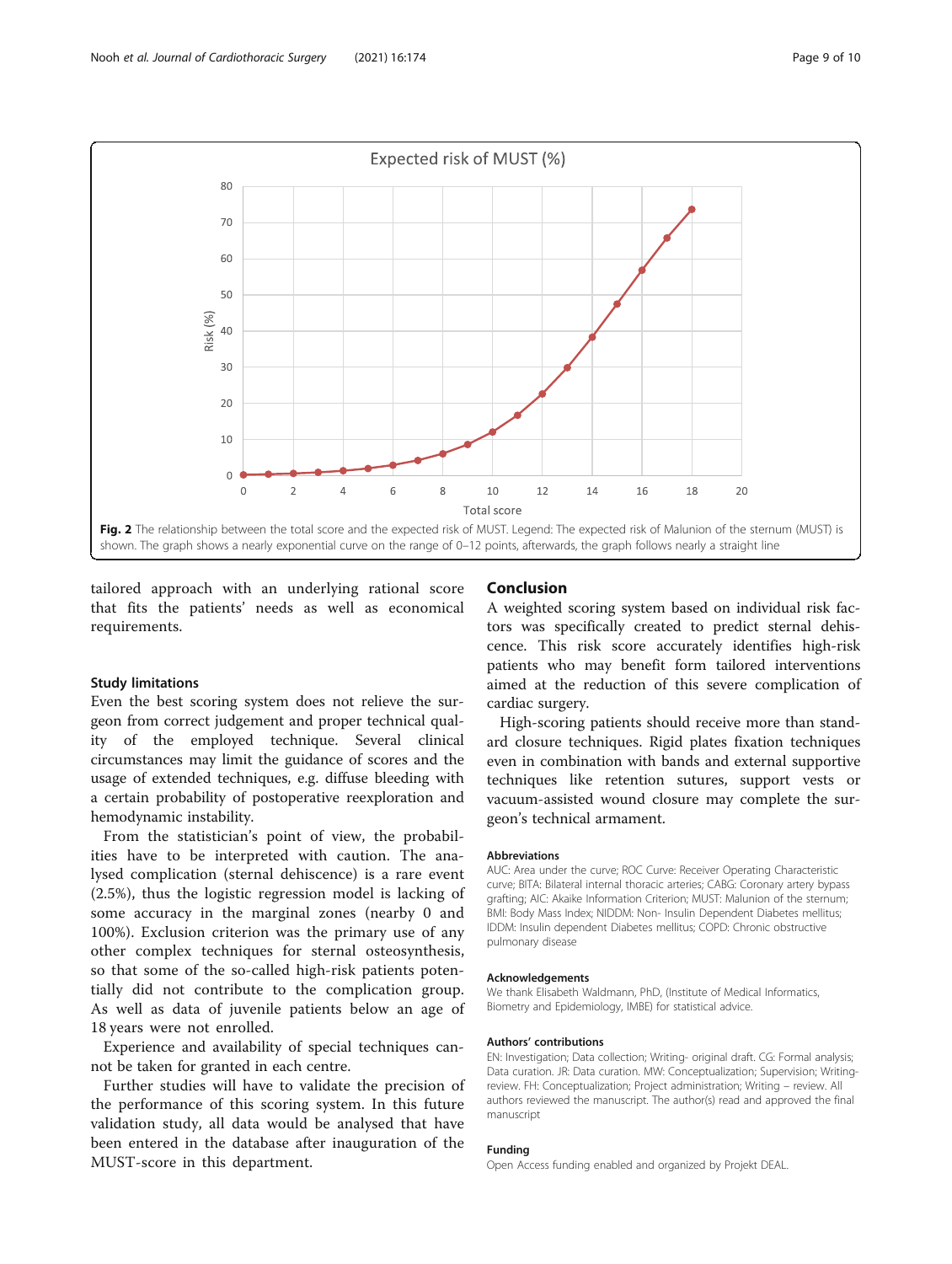Fig. 2 The relationship between the total score and the expected risk of MUST. Legend: The expected risk of Malunion of the sternum (MUST) is shown. The graph shows a nearly exponential curve on the range of 0–12 points, afterwards, the graph follows nearly a straight line

tailored approach with an underlying rational score that fits the patients' needs as well as economical requirements.

### Study limitations

Even the best scoring system does not relieve the surgeon from correct judgement and proper technical quality of the employed technique. Several clinical circumstances may limit the guidance of scores and the usage of extended techniques, e.g. diffuse bleeding with a certain probability of postoperative reexploration and hemodynamic instability.

From the statistician's point of view, the probabilities have to be interpreted with caution. The analysed complication (sternal dehiscence) is a rare event (2.5%), thus the logistic regression model is lacking of some accuracy in the marginal zones (nearby 0 and 100%). Exclusion criterion was the primary use of any other complex techniques for sternal osteosynthesis, so that some of the so-called high-risk patients potentially did not contribute to the complication group. As well as data of juvenile patients below an age of 18 years were not enrolled.

Experience and availability of special techniques cannot be taken for granted in each centre.

Further studies will have to validate the precision of the performance of this scoring system. In this future validation study, all data would be analysed that have been entered in the database after inauguration of the MUST-score in this department.

## Conclusion

A weighted scoring system based on individual risk factors was specifically created to predict sternal dehiscence. This risk score accurately identifies high-risk patients who may benefit form tailored interventions aimed at the reduction of this severe complication of cardiac surgery.

High-scoring patients should receive more than standard closure techniques. Rigid plates fixation techniques even in combination with bands and external supportive techniques like retention sutures, support vests or vacuum-assisted wound closure may complete the surgeon's technical armament.

#### Abbreviations

AUC: Area under the curve; ROC Curve: Receiver Operating Characteristic curve; BITA: Bilateral internal thoracic arteries; CABG: Coronary artery bypass grafting; AIC: Akaike Information Criterion; MUST: Malunion of the sternum; BMI: Body Mass Index; NIDDM: Non- Insulin Dependent Diabetes mellitus; IDDM: Insulin dependent Diabetes mellitus; COPD: Chronic obstructive pulmonary disease

#### Acknowledgements

We thank Elisabeth Waldmann, PhD, (Institute of Medical Informatics, Biometry and Epidemiology, IMBE) for statistical advice.

#### Authors' contributions

EN: Investigation; Data collection; Writing- original draft. CG: Formal analysis; Data curation. JR: Data curation. MW: Conceptualization; Supervision; Writing-review. FH: Conceptualization; Project administration; Writing – review. All authors reviewed the manuscript. The author(s) read and approved the final manuscript

#### Funding

Open Access funding enabled and organized by Projekt DEAL.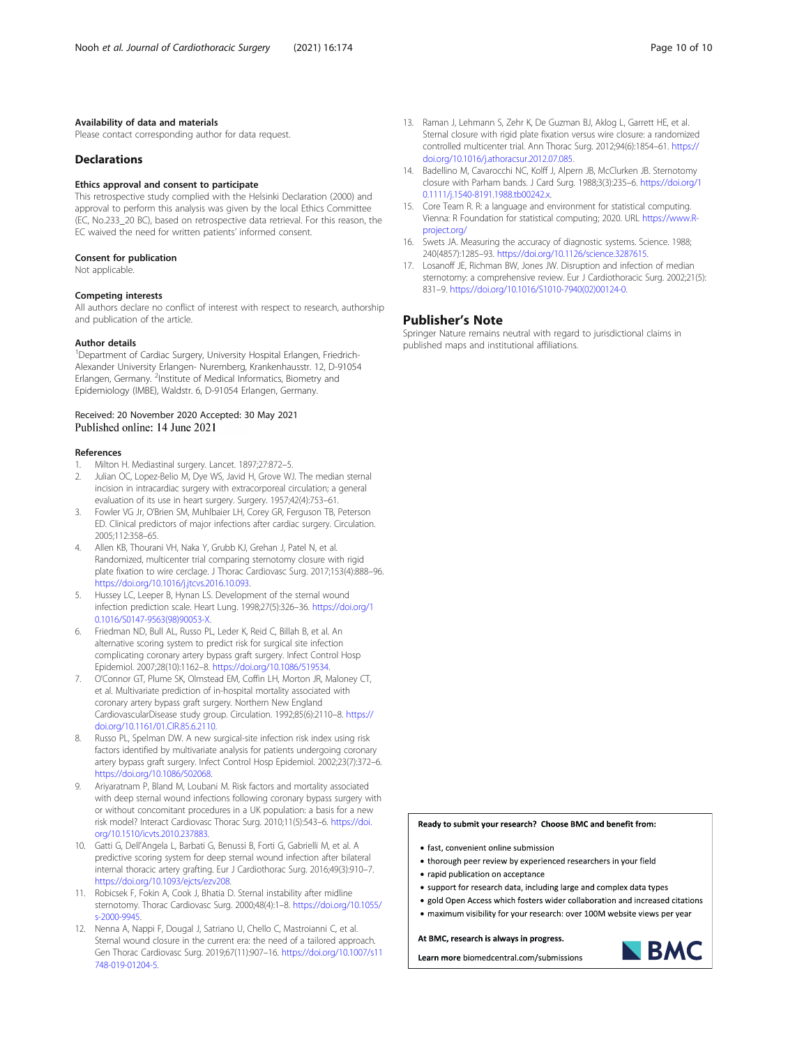### Availability of data and materials

Please contact corresponding author for data request.

## Declarations

### Ethics approval and consent to participate

This retrospective study complied with the Helsinki Declaration (2000) and approval to perform this analysis was given by the local Ethics Committee (EC, No.233_20 BC), based on retrospective data retrieval. For this reason, the EC waived the need for written patients' informed consent.

### Consent for publication

Not applicable.

### Competing interests

All authors declare no conflict of interest with respect to research, authorship and publication of the article.

### Author details

[1]Department of Cardiac Surgery, University Hospital Erlangen, Friedrich-Alexander University Erlangen- Nuremberg, Krankenhausstr. 12, D-91054 Erlangen, Germany. [2]Institute of Medical Informatics, Biometry and Epidemiology (IMBE), Waldstr. 6, D-91054 Erlangen, Germany.

Received: 20 November 2020 Accepted: 30 May 2021
Published online: 14 June 2021

### References

1. Milton H. Mediastinal surgery. Lancet. 1897;27:872–5.
2. Julian OC, Lopez-Belio M, Dye WS, Javid H, Grove WJ. The median sternal incision in intracardiac surgery with extracorporeal circulation; a general evaluation of its use in heart surgery. Surgery. 1957;42(4):753–61.
3. Fowler VG Jr, O'Brien SM, Muhlbaier LH, Corey GR, Ferguson TB, Peterson ED. Clinical predictors of major infections after cardiac surgery. Circulation. 2005;112:358–65.
4. Allen KB, Thourani VH, Naka Y, Grubb KJ, Grehan J, Patel N, et al. Randomized, multicenter trial comparing sternotomy closure with rigid plate fixation to wire cerclage. J Thorac Cardiovasc Surg. 2017;153(4):888–96. https://doi.org/10.1016/j.jtcvs.2016.10.093.
5. Hussey LC, Leeper B, Hynan LS. Development of the sternal wound infection prediction scale. Heart Lung. 1998;27(5):326–36. https://doi.org/10.1016/S0147-9563(98)90053-X.
6. Friedman ND, Bull AL, Russo PL, Leder K, Reid C, Billah B, et al. An alternative scoring system to predict risk for surgical site infection complicating coronary artery bypass graft surgery. Infect Control Hosp Epidemiol. 2007;28(10):1162–8. https://doi.org/10.1086/519534.
7. O'Connor GT, Plume SK, Olmstead EM, Coffin LH, Morton JR, Maloney CT, et al. Multivariate prediction of in-hospital mortality associated with coronary artery bypass graft surgery. Northern New England CardiovascularDisease study group. Circulation. 1992;85(6):2110–8. https://doi.org/10.1161/01.CIR.85.6.2110.
8. Russo PL, Spelman DW. A new surgical-site infection risk index using risk factors identified by multivariate analysis for patients undergoing coronary artery bypass graft surgery. Infect Control Hosp Epidemiol. 2002;23(7):372–6. https://doi.org/10.1086/502068.
9. Ariyaratnam P, Bland M, Loubani M. Risk factors and mortality associated with deep sternal wound infections following coronary bypass surgery with or without concomitant procedures in a UK population: a basis for a new risk model? Interact Cardiovasc Thorac Surg. 2010;11(5):543–6. https://doi.org/10.1510/icvts.2010.237883.
10. Gatti G, Dell'Angela L, Barbati G, Benussi B, Forti G, Gabrielli M, et al. A predictive scoring system for deep sternal wound infection after bilateral internal thoracic artery grafting. Eur J Cardiothorac Surg. 2016;49(3):910–7. https://doi.org/10.1093/ejcts/ezv208.
11. Robicsek F, Fokin A, Cook J, Bhatia D. Sternal instability after midline sternotomy. Thorac Cardiovasc Surg. 2000;48(4):1–8. https://doi.org/10.1055/s-2000-9945.
12. Nenna A, Nappi F, Dougal J, Satriano U, Chello C, Mastroianni C, et al. Sternal wound closure in the current era: the need of a tailored approach. Gen Thorac Cardiovasc Surg. 2019;67(11):907–16. https://doi.org/10.1007/s11748-019-01204-5.
13. Raman J, Lehmann S, Zehr K, De Guzman BJ, Aklog L, Garrett HE, et al. Sternal closure with rigid plate fixation versus wire closure: a randomized controlled multicenter trial. Ann Thorac Surg. 2012;94(6):1854–61. https://doi.org/10.1016/j.athoracsur.2012.07.085.
14. Badellino M, Cavarocchi NC, Kolff J, Alpern JB, McClurken JB. Sternotomy closure with Parham bands. J Card Surg. 1988;3(3):235–6. https://doi.org/10.1111/j.1540-8191.1988.tb00242.x.
15. Core Team R. R: a language and environment for statistical computing. Vienna: R Foundation for statistical computing; 2020. URL https://www.R-project.org/
16. Swets JA. Measuring the accuracy of diagnostic systems. Science. 1988;240(4857):1285–93. https://doi.org/10.1126/science.3287615.
17. Losanoff JE, Richman BW, Jones JW. Disruption and infection of median sternotomy: a comprehensive review. Eur J Cardiothoracic Surg. 2002;21(5):831–9. https://doi.org/10.1016/S1010-7940(02)00124-0.

## Publisher's Note

Springer Nature remains neutral with regard to jurisdictional claims in published maps and institutional affiliations.

**Ready to submit your research? Choose BMC and benefit from:**

- fast, convenient online submission
- thorough peer review by experienced researchers in your field
- rapid publication on acceptance
- support for research data, including large and complex data types
- gold Open Access which fosters wider collaboration and increased citations
- maximum visibility for your research: over 100M website views per year

**At BMC, research is always in progress.**

**Learn more** biomedcentral.com/submissions